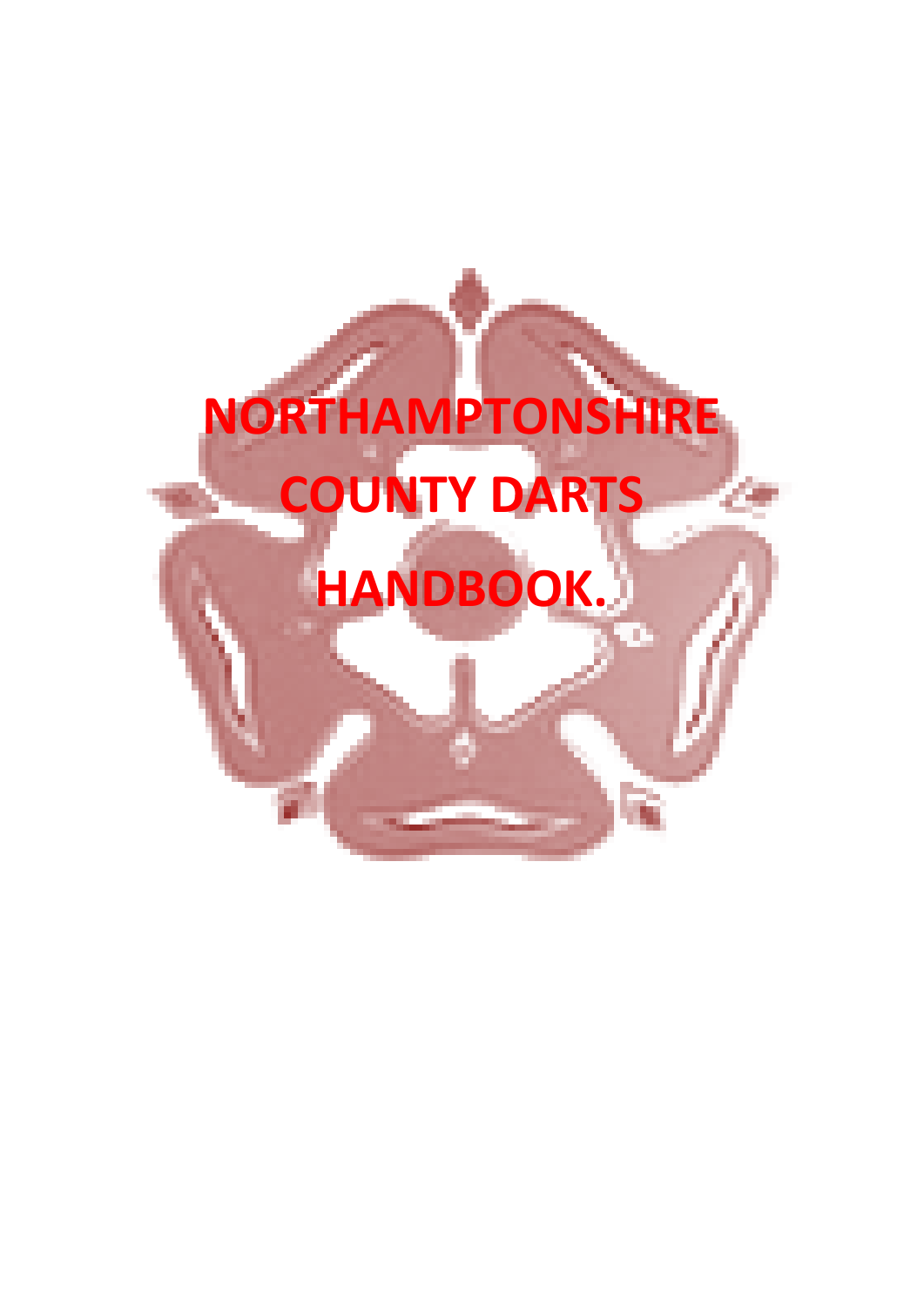# NORTHAMPTONSHIRE COUNTY DARTS HANDBOOK.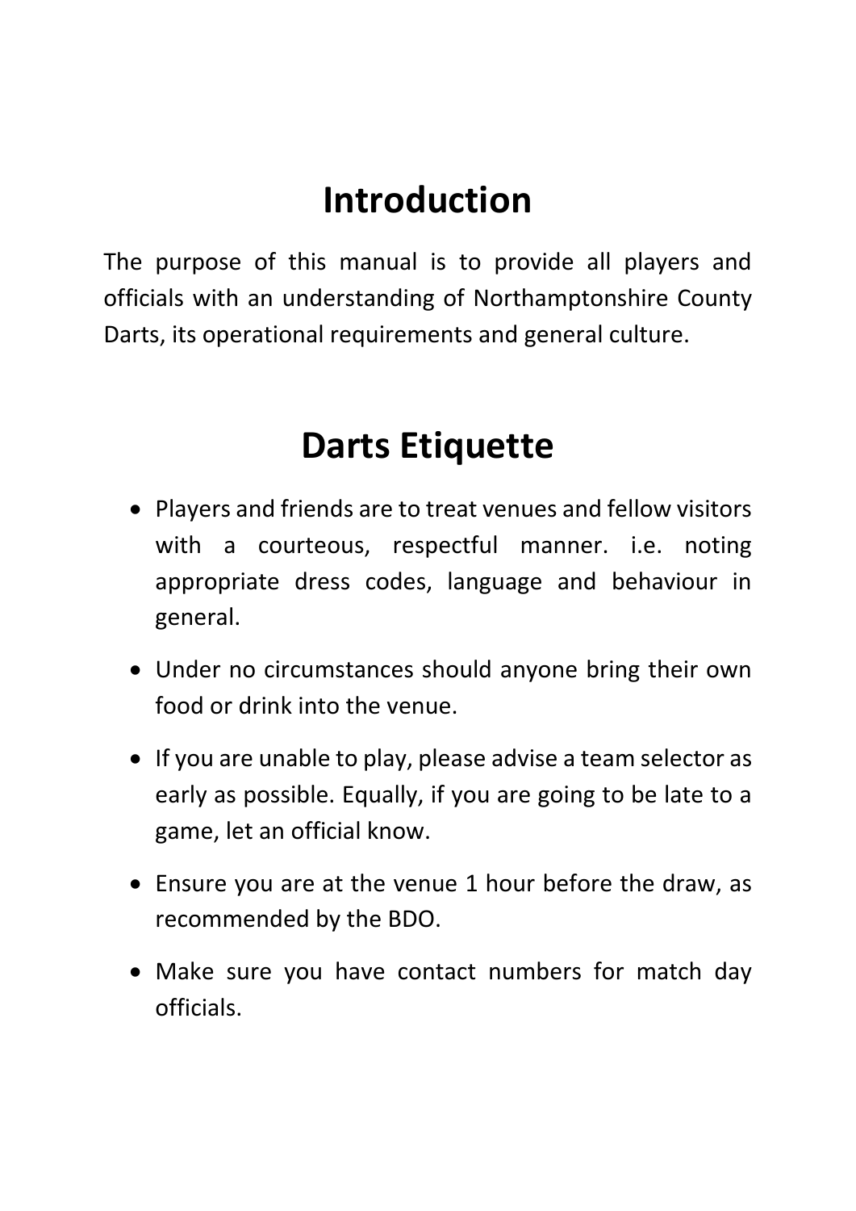# Introduction

The purpose of this manual is to provide all players and officials with an understanding of Northamptonshire County Darts, its operational requirements and general culture.

# Darts Etiquette

- Players and friends are to treat venues and fellow visitors with a courteous, respectful manner. i.e. noting appropriate dress codes, language and behaviour in general.
- Under no circumstances should anyone bring their own food or drink into the venue.
- If you are unable to play, please advise a team selector as early as possible. Equally, if you are going to be late to a game, let an official know.
- Ensure you are at the venue 1 hour before the draw, as recommended by the BDO.
- Make sure you have contact numbers for match day officials.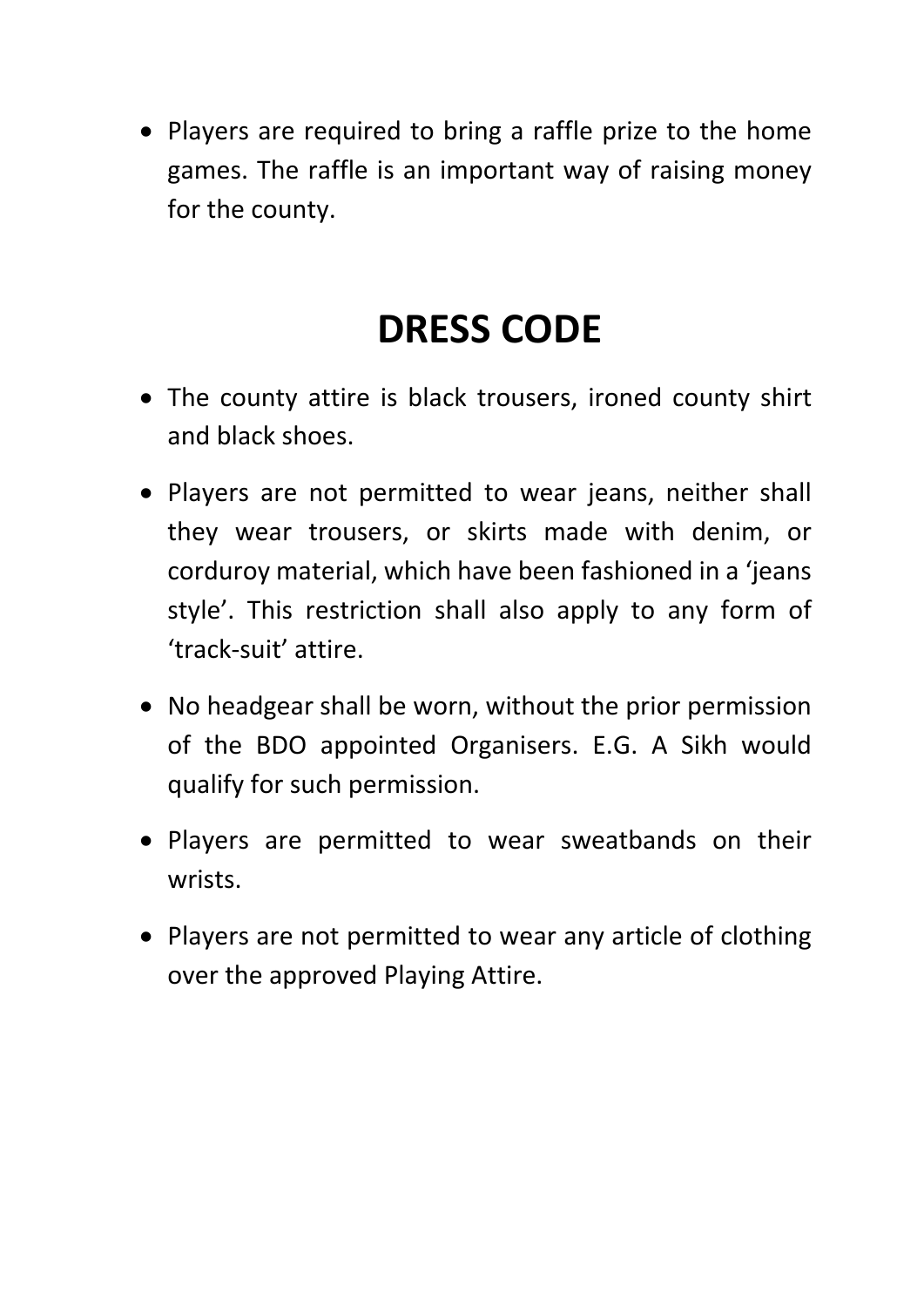- Players are required to bring a raffle prize to the home games. The raffle is an important way of raising money for the county.

# DRESS CODE

- The county attire is black trousers, ironed county shirt and black shoes.
- Players are not permitted to wear jeans, neither shall they wear trousers, or skirts made with denim, or corduroy material, which have been fashioned in a 'jeans style'. This restriction shall also apply to any form of 'track-suit' attire.
- No headgear shall be worn, without the prior permission of the BDO appointed Organisers. E.G. A Sikh would qualify for such permission.
- Players are permitted to wear sweatbands on their wrists.
- Players are not permitted to wear any article of clothing over the approved Playing Attire.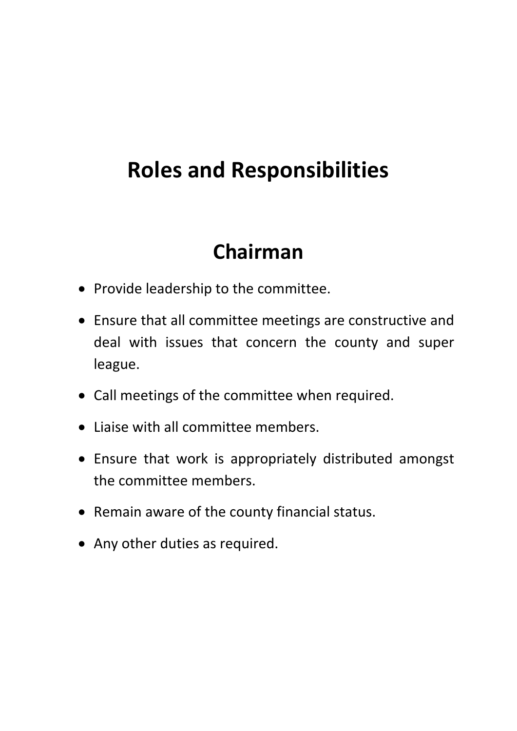# Roles and Responsibilities

## Chairman

- Provide leadership to the committee.
- Ensure that all committee meetings are constructive and deal with issues that concern the county and super league.
- Call meetings of the committee when required.
- Liaise with all committee members.
- Ensure that work is appropriately distributed amongst the committee members.
- Remain aware of the county financial status.
- Any other duties as required.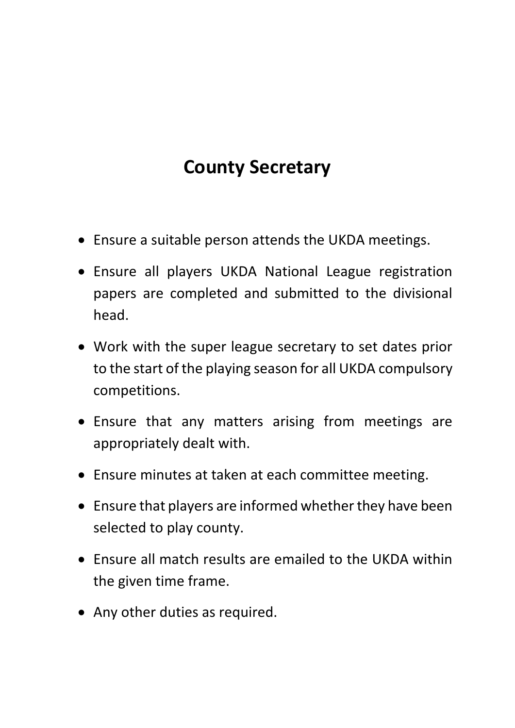# County Secretary

- Ensure a suitable person attends the UKDA meetings.
- Ensure all players UKDA National League registration papers are completed and submitted to the divisional head.
- Work with the super league secretary to set dates prior to the start of the playing season for all UKDA compulsory competitions.
- Ensure that any matters arising from meetings are appropriately dealt with.
- Ensure minutes at taken at each committee meeting.
- Ensure that players are informed whether they have been selected to play county.
- Ensure all match results are emailed to the UKDA within the given time frame.
- Any other duties as required.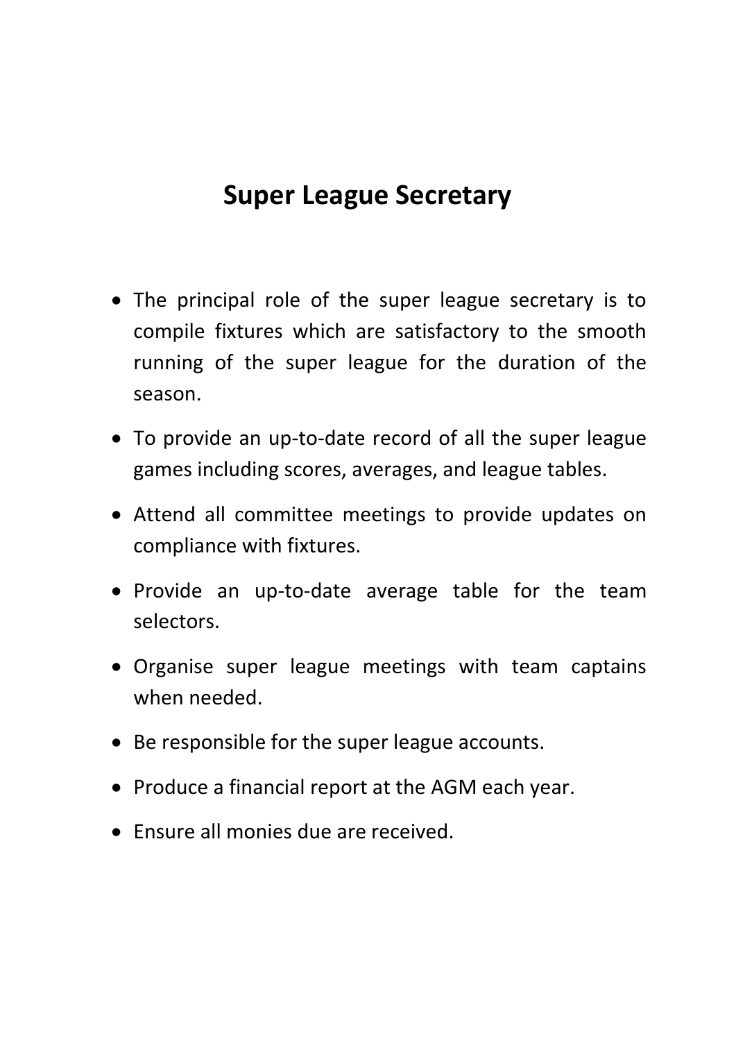# Super League Secretary

- The principal role of the super league secretary is to compile fixtures which are satisfactory to the smooth running of the super league for the duration of the season.
- To provide an up-to-date record of all the super league games including scores, averages, and league tables.
- Attend all committee meetings to provide updates on compliance with fixtures.
- Provide an up-to-date average table for the team selectors.
- Organise super league meetings with team captains when needed.
- Be responsible for the super league accounts.
- Produce a financial report at the AGM each year.
- Ensure all monies due are received.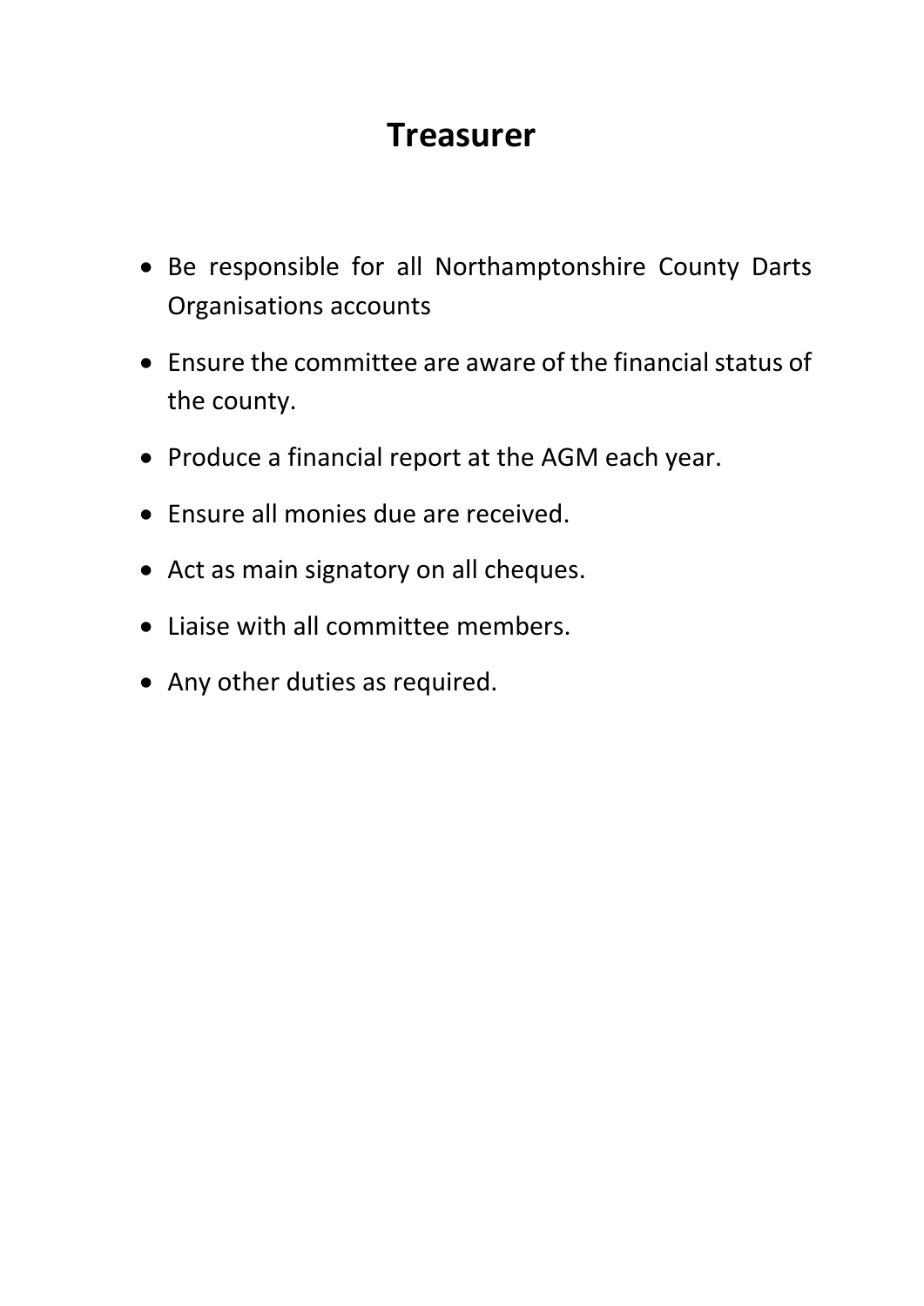# Treasurer

- Be responsible for all Northamptonshire County Darts Organisations accounts
- Ensure the committee are aware of the financial status of the county.
- Produce a financial report at the AGM each year.
- Ensure all monies due are received.
- Act as main signatory on all cheques.
- Liaise with all committee members.
- Any other duties as required.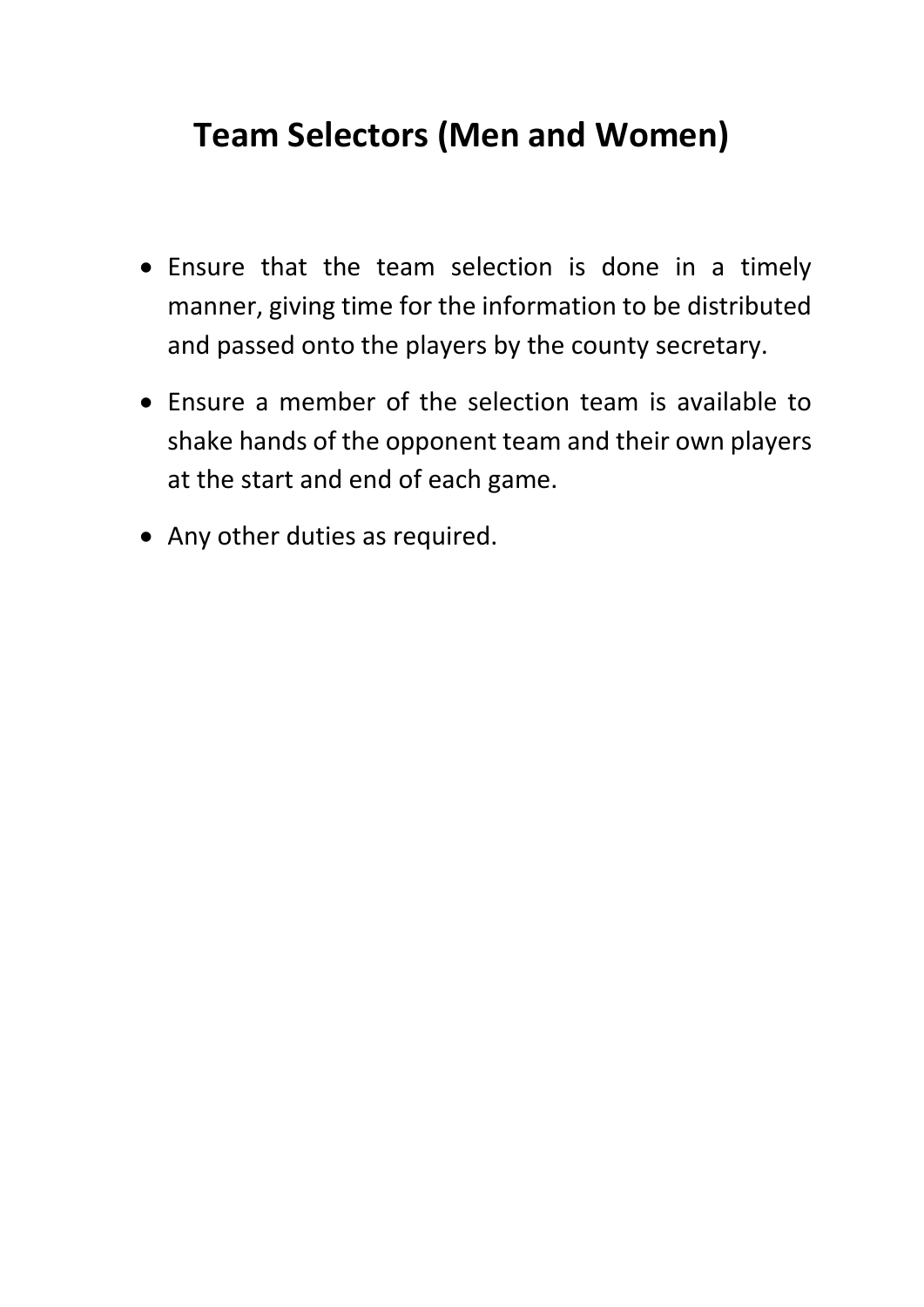# Team Selectors (Men and Women)

- Ensure that the team selection is done in a timely manner, giving time for the information to be distributed and passed onto the players by the county secretary.
- Ensure a member of the selection team is available to shake hands of the opponent team and their own players at the start and end of each game.
- Any other duties as required.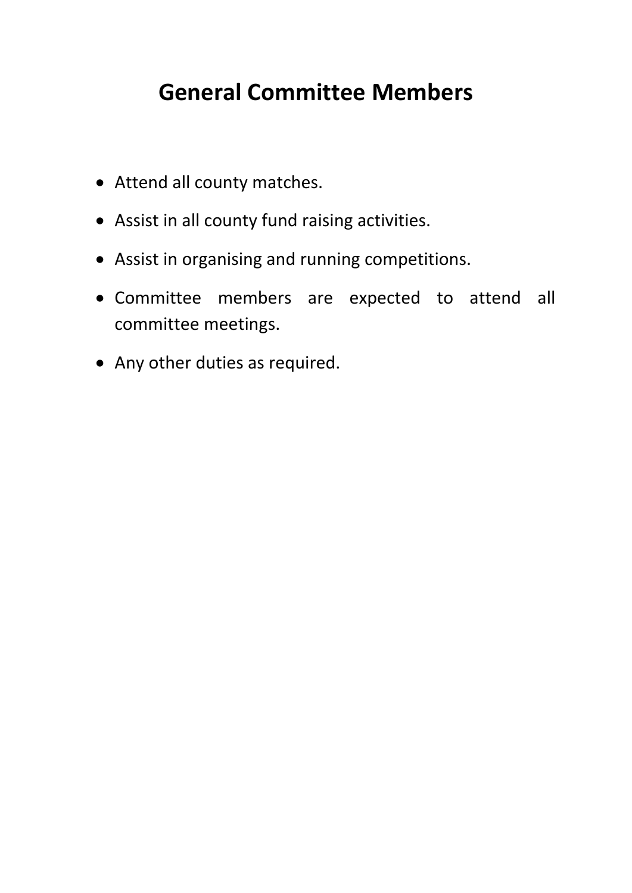# General Committee Members

- Attend all county matches.
- Assist in all county fund raising activities.
- Assist in organising and running competitions.
- Committee members are expected to attend all committee meetings.
- Any other duties as required.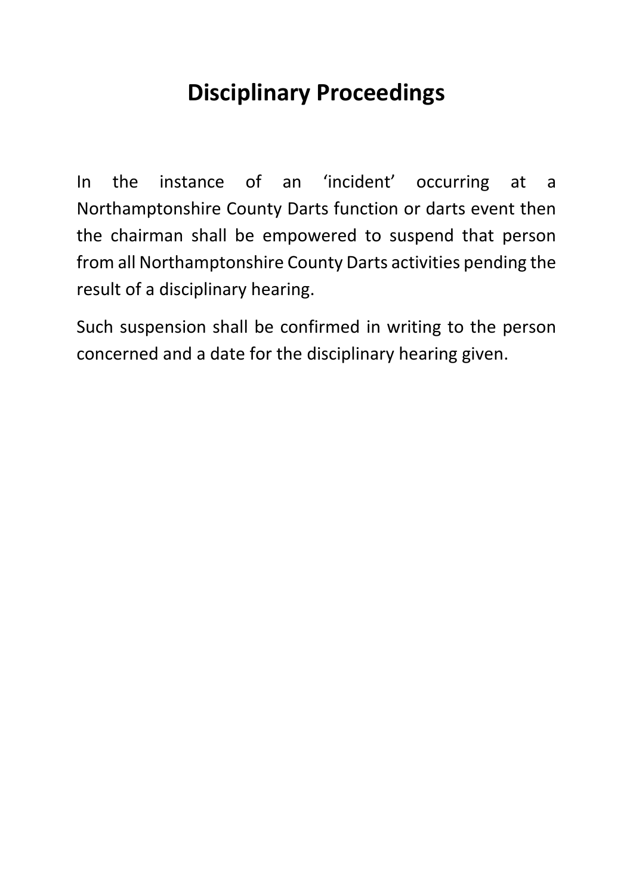# Disciplinary Proceedings

In the instance of an 'incident' occurring at a Northamptonshire County Darts function or darts event then the chairman shall be empowered to suspend that person from all Northamptonshire County Darts activities pending the result of a disciplinary hearing.

Such suspension shall be confirmed in writing to the person concerned and a date for the disciplinary hearing given.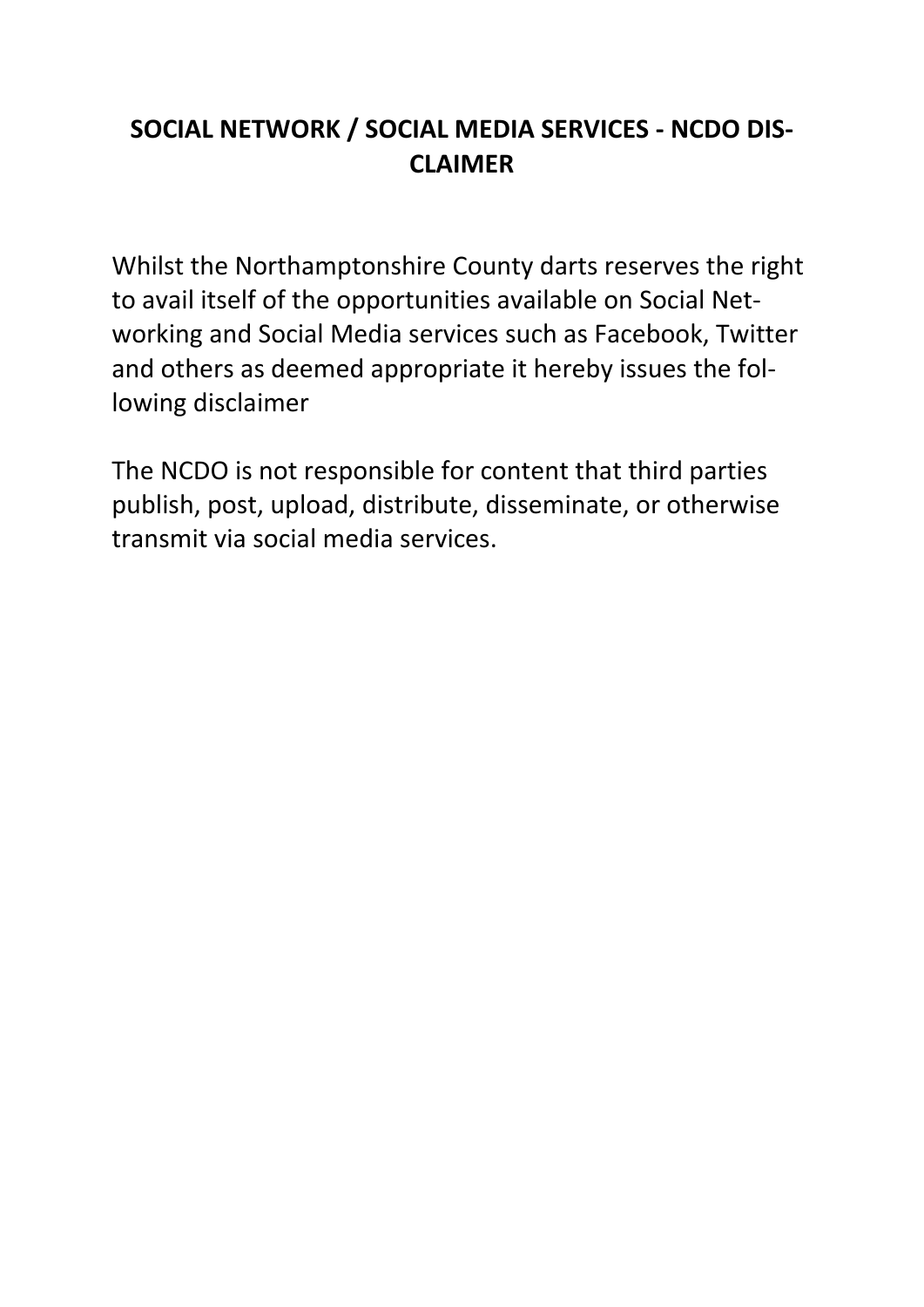## SOCIAL NETWORK / SOCIAL MEDIA SERVICES - NCDO DISCLAIMER

Whilst the Northamptonshire County darts reserves the right to avail itself of the opportunities available on Social Networking and Social Media services such as Facebook, Twitter and others as deemed appropriate it hereby issues the following disclaimer

The NCDO is not responsible for content that third parties publish, post, upload, distribute, disseminate, or otherwise transmit via social media services.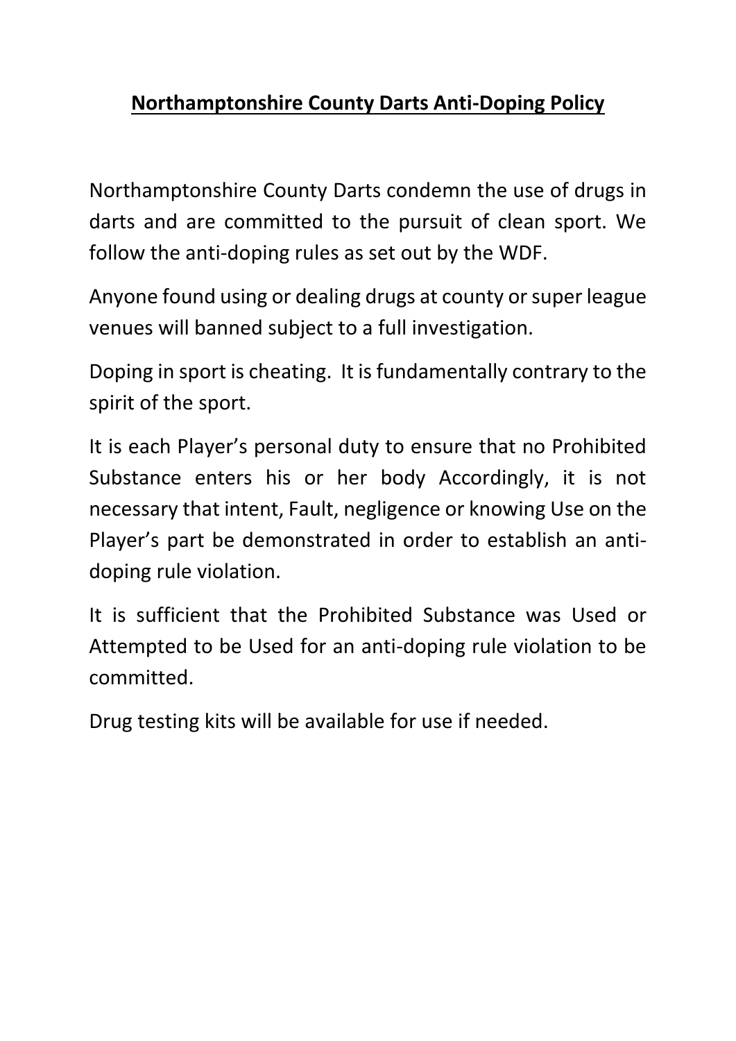# Northamptonshire County Darts Anti-Doping Policy

Northamptonshire County Darts condemn the use of drugs in darts and are committed to the pursuit of clean sport. We follow the anti-doping rules as set out by the WDF.

Anyone found using or dealing drugs at county or super league venues will banned subject to a full investigation.

Doping in sport is cheating. It is fundamentally contrary to the spirit of the sport.

It is each Player's personal duty to ensure that no Prohibited Substance enters his or her body Accordingly, it is not necessary that intent, Fault, negligence or knowing Use on the Player's part be demonstrated in order to establish an anti-doping rule violation.

It is sufficient that the Prohibited Substance was Used or Attempted to be Used for an anti-doping rule violation to be committed.

Drug testing kits will be available for use if needed.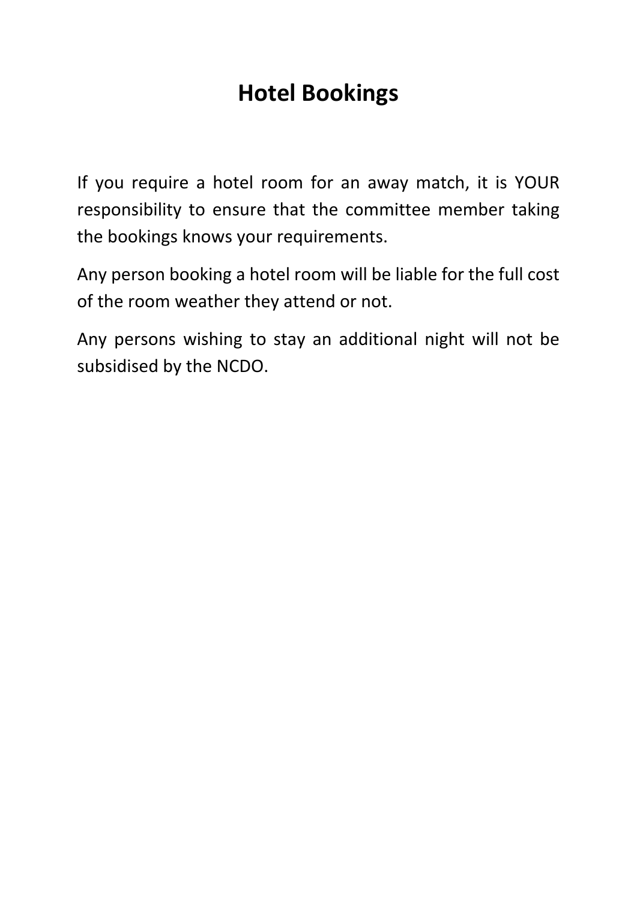# Hotel Bookings

If you require a hotel room for an away match, it is YOUR responsibility to ensure that the committee member taking the bookings knows your requirements.

Any person booking a hotel room will be liable for the full cost of the room weather they attend or not.

Any persons wishing to stay an additional night will not be subsidised by the NCDO.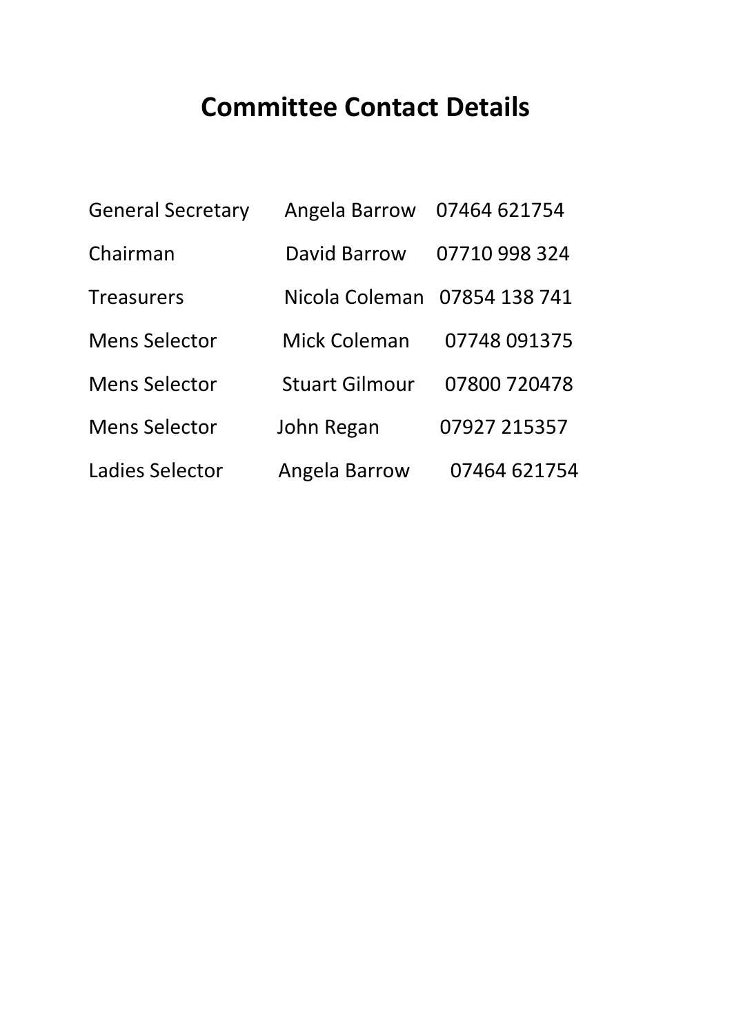# Committee Contact Details

| | | |
|---|---|---|
| General Secretary | Angela Barrow | 07464 621754 |
| Chairman | David Barrow | 07710 998 324 |
| Treasurers | Nicola Coleman | 07854 138 741 |
| Mens Selector | Mick Coleman | 07748 091375 |
| Mens Selector | Stuart Gilmour | 07800 720478 |
| Mens Selector | John Regan | 07927 215357 |
| Ladies Selector | Angela Barrow | 07464 621754 |